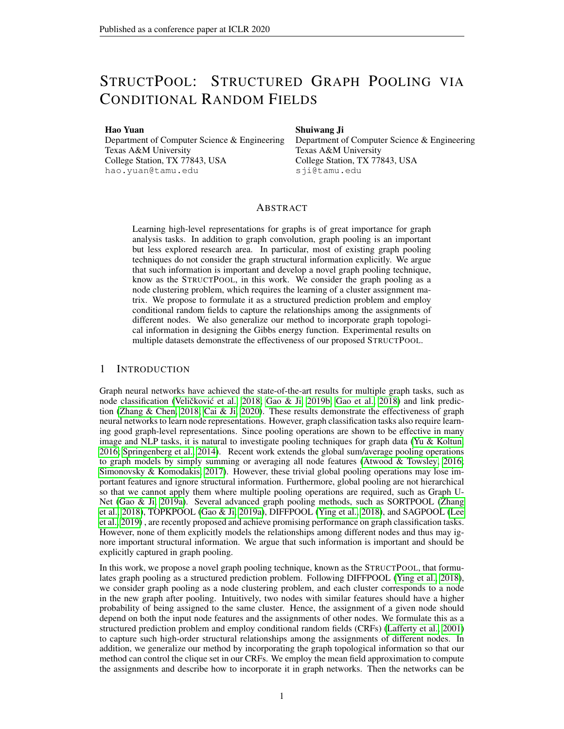# STRUCTPOOL: STRUCTURED GRAPH POOLING VIA CONDITIONAL RANDOM FIELDS

**Hao Yuan**
Department of Computer Science & Engineering
Texas A&M University
College Station, TX 77843, USA
hao.yuan@tamu.edu

**Shuiwang Ji**
Department of Computer Science & Engineering
Texas A&M University
College Station, TX 77843, USA
sji@tamu.edu

## ABSTRACT

Learning high-level representations for graphs is of great importance for graph analysis tasks. In addition to graph convolution, graph pooling is an important but less explored research area. In particular, most of existing graph pooling techniques do not consider the graph structural information explicitly. We argue that such information is important and develop a novel graph pooling technique, know as the STRUCTPOOL, in this work. We consider the graph pooling as a node clustering problem, which requires the learning of a cluster assignment matrix. We propose to formulate it as a structured prediction problem and employ conditional random fields to capture the relationships among the assignments of different nodes. We also generalize our method to incorporate graph topological information in designing the Gibbs energy function. Experimental results on multiple datasets demonstrate the effectiveness of our proposed STRUCTPOOL.

## 1 INTRODUCTION

Graph neural networks have achieved the state-of-the-art results for multiple graph tasks, such as node classification (Veličković et al., 2018; Gao & Ji, 2019b; Gao et al., 2018) and link prediction (Zhang & Chen, 2018; Cai & Ji, 2020). These results demonstrate the effectiveness of graph neural networks to learn node representations. However, graph classification tasks also require learning good graph-level representations. Since pooling operations are shown to be effective in many image and NLP tasks, it is natural to investigate pooling techniques for graph data (Yu & Koltun, 2016; Springenberg et al., 2014). Recent work extends the global sum/average pooling operations to graph models by simply summing or averaging all node features (Atwood & Towsley, 2016; Simonovsky & Komodakis, 2017). However, these trivial global pooling operations may lose important features and ignore structural information. Furthermore, global pooling are not hierarchical so that we cannot apply them where multiple pooling operations are required, such as Graph U-Net (Gao & Ji, 2019a). Several advanced graph pooling methods, such as SORTPOOL (Zhang et al., 2018), TOPKPOOL (Gao & Ji, 2019a), DIFFPOOL (Ying et al., 2018), and SAGPOOL (Lee et al., 2019) , are recently proposed and achieve promising performance on graph classification tasks. However, none of them explicitly models the relationships among different nodes and thus may ignore important structural information. We argue that such information is important and should be explicitly captured in graph pooling.

In this work, we propose a novel graph pooling technique, known as the STRUCTPOOL, that formulates graph pooling as a structured prediction problem. Following DIFFPOOL (Ying et al., 2018), we consider graph pooling as a node clustering problem, and each cluster corresponds to a node in the new graph after pooling. Intuitively, two nodes with similar features should have a higher probability of being assigned to the same cluster. Hence, the assignment of a given node should depend on both the input node features and the assignments of other nodes. We formulate this as a structured prediction problem and employ conditional random fields (CRFs) (Lafferty et al., 2001) to capture such high-order structural relationships among the assignments of different nodes. In addition, we generalize our method by incorporating the graph topological information so that our method can control the clique set in our CRFs. We employ the mean field approximation to compute the assignments and describe how to incorporate it in graph networks. Then the networks can be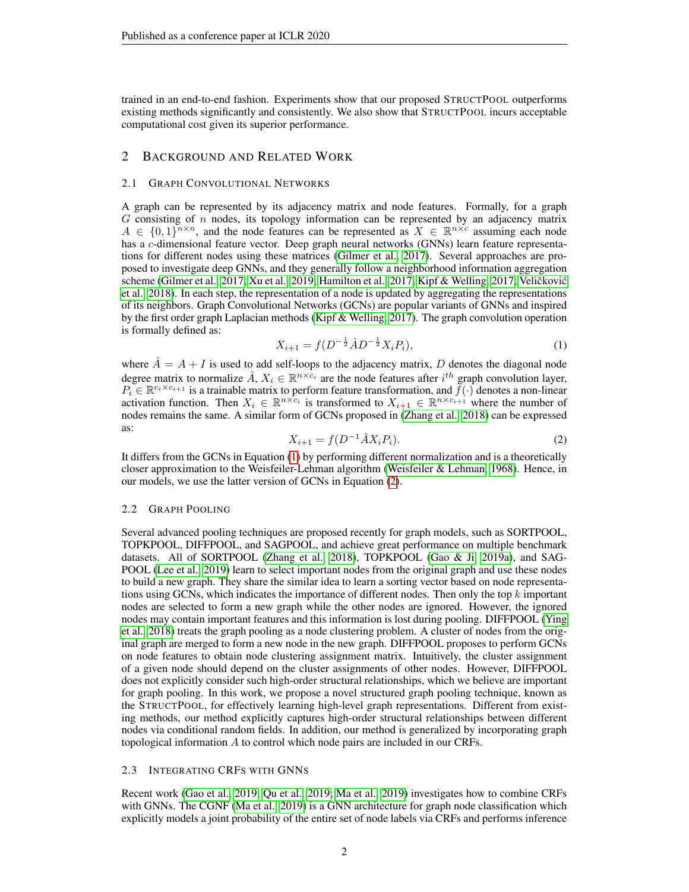trained in an end-to-end fashion. Experiments show that our proposed STRUCTPOOL outperforms existing methods significantly and consistently. We also show that STRUCTPOOL incurs acceptable computational cost given its superior performance.

## 2 BACKGROUND AND RELATED WORK

### 2.1 GRAPH CONVOLUTIONAL NETWORKS

A graph can be represented by its adjacency matrix and node features. Formally, for a graph $G$ consisting of $n$ nodes, its topology information can be represented by an adjacency matrix $A \in \{0,1\}^{n\times n}$, and the node features can be represented as $X \in \mathbb{R}^{n\times c}$ assuming each node has a $c$-dimensional feature vector. Deep graph neural networks (GNNs) learn feature representations for different nodes using these matrices (Gilmer et al., 2017). Several approaches are proposed to investigate deep GNNs, and they generally follow a neighborhood information aggregation scheme (Gilmer et al., 2017; Xu et al., 2019; Hamilton et al., 2017; Kipf & Welling, 2017; Veličković et al., 2018). In each step, the representation of a node is updated by aggregating the representations of its neighbors. Graph Convolutional Networks (GCNs) are popular variants of GNNs and inspired by the first order graph Laplacian methods (Kipf & Welling, 2017). The graph convolution operation is formally defined as:

$$X_{i+1} = f(D^{-\frac{1}{2}}\hat{A}D^{-\frac{1}{2}}X_iP_i), \tag{1}$$

where $\hat{A} = A + I$ is used to add self-loops to the adjacency matrix, $D$ denotes the diagonal node degree matrix to normalize $\hat{A}$, $X_i \in \mathbb{R}^{n\times c_i}$ are the node features after $i^{th}$ graph convolution layer, $P_i \in \mathbb{R}^{c_i\times c_{i+1}}$ is a trainable matrix to perform feature transformation, and $f(\cdot)$ denotes a non-linear activation function. Then $X_i \in \mathbb{R}^{n\times c_i}$ is transformed to $X_{i+1} \in \mathbb{R}^{n\times c_{i+1}}$ where the number of nodes remains the same. A similar form of GCNs proposed in (Zhang et al., 2018) can be expressed as:

$$X_{i+1} = f(D^{-1}\hat{A}X_iP_i). \tag{2}$$

It differs from the GCNs in Equation (1) by performing different normalization and is a theoretically closer approximation to the Weisfeiler-Lehman algorithm (Weisfeiler & Lehman, 1968). Hence, in our models, we use the latter version of GCNs in Equation (2).

### 2.2 GRAPH POOLING

Several advanced pooling techniques are proposed recently for graph models, such as SORTPOOL, TOPKPOOL, DIFFPOOL, and SAGPOOL, and achieve great performance on multiple benchmark datasets. All of SORTPOOL (Zhang et al., 2018), TOPKPOOL (Gao & Ji, 2019a), and SAGPOOL (Lee et al., 2019) learn to select important nodes from the original graph and use these nodes to build a new graph. They share the similar idea to learn a sorting vector based on node representations using GCNs, which indicates the importance of different nodes. Then only the top $k$ important nodes are selected to form a new graph while the other nodes are ignored. However, the ignored nodes may contain important features and this information is lost during pooling. DIFFPOOL (Ying et al., 2018) treats the graph pooling as a node clustering problem. A cluster of nodes from the original graph are merged to form a new node in the new graph. DIFFPOOL proposes to perform GCNs on node features to obtain node clustering assignment matrix. Intuitively, the cluster assignment of a given node should depend on the cluster assignments of other nodes. However, DIFFPOOL does not explicitly consider such high-order structural relationships, which we believe are important for graph pooling. In this work, we propose a novel structured graph pooling technique, known as the STRUCTPOOL, for effectively learning high-level graph representations. Different from existing methods, our method explicitly captures high-order structural relationships between different nodes via conditional random fields. In addition, our method is generalized by incorporating graph topological information $A$ to control which node pairs are included in our CRFs.

### 2.3 INTEGRATING CRFS WITH GNNS

Recent work (Gao et al., 2019; Qu et al., 2019; Ma et al., 2019) investigates how to combine CRFs with GNNs. The CGNF (Ma et al., 2019) is a GNN architecture for graph node classification which explicitly models a joint probability of the entire set of node labels via CRFs and performs inference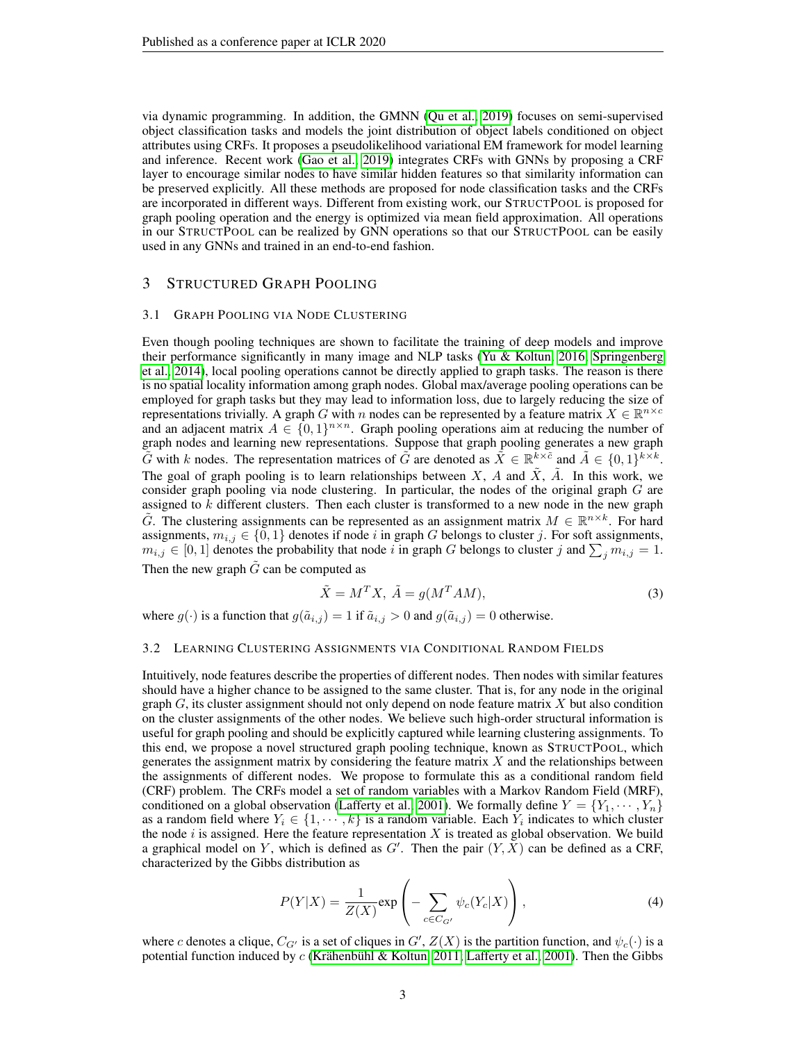via dynamic programming. In addition, the GMNN (Qu et al., 2019) focuses on semi-supervised object classification tasks and models the joint distribution of object labels conditioned on object attributes using CRFs. It proposes a pseudolikelihood variational EM framework for model learning and inference. Recent work (Gao et al., 2019) integrates CRFs with GNNs by proposing a CRF layer to encourage similar nodes to have similar hidden features so that similarity information can be preserved explicitly. All these methods are proposed for node classification tasks and the CRFs are incorporated in different ways. Different from existing work, our STRUCTPOOL is proposed for graph pooling operation and the energy is optimized via mean field approximation. All operations in our STRUCTPOOL can be realized by GNN operations so that our STRUCTPOOL can be easily used in any GNNs and trained in an end-to-end fashion.

## 3 STRUCTURED GRAPH POOLING

### 3.1 GRAPH POOLING VIA NODE CLUSTERING

Even though pooling techniques are shown to facilitate the training of deep models and improve their performance significantly in many image and NLP tasks (Yu & Koltun, 2016; Springenberg et al., 2014), local pooling operations cannot be directly applied to graph tasks. The reason is there is no spatial locality information among graph nodes. Global max/average pooling operations can be employed for graph tasks but they may lead to information loss, due to largely reducing the size of representations trivially. A graph $G$ with $n$ nodes can be represented by a feature matrix $X \in \mathbb{R}^{n \times c}$ and an adjacent matrix $A \in \{0, 1\}^{n \times n}$. Graph pooling operations aim at reducing the number of graph nodes and learning new representations. Suppose that graph pooling generates a new graph $\tilde{G}$ with $k$ nodes. The representation matrices of $\tilde{G}$ are denoted as $\tilde{X} \in \mathbb{R}^{k \times \tilde{c}}$ and $\tilde{A} \in \{0, 1\}^{k \times k}$. The goal of graph pooling is to learn relationships between $X$, $A$ and $\tilde{X}$, $\tilde{A}$. In this work, we consider graph pooling via node clustering. In particular, the nodes of the original graph $G$ are assigned to $k$ different clusters. Then each cluster is transformed to a new node in the new graph $\tilde{G}$. The clustering assignments can be represented as an assignment matrix $M \in \mathbb{R}^{n \times k}$. For hard assignments, $m_{i,j} \in \{0, 1\}$ denotes if node $i$ in graph $G$ belongs to cluster $j$. For soft assignments, $m_{i,j} \in [0, 1]$ denotes the probability that node $i$ in graph $G$ belongs to cluster $j$ and $\sum_j m_{i,j} = 1$. Then the new graph $\tilde{G}$ can be computed as

$$\tilde{X} = M^T X, \; \tilde{A} = g(M^T A M), \tag{3}$$

where $g(\cdot)$ is a function that $g(\tilde{a}_{i,j}) = 1$ if $\tilde{a}_{i,j} > 0$ and $g(\tilde{a}_{i,j}) = 0$ otherwise.

### 3.2 LEARNING CLUSTERING ASSIGNMENTS VIA CONDITIONAL RANDOM FIELDS

Intuitively, node features describe the properties of different nodes. Then nodes with similar features should have a higher chance to be assigned to the same cluster. That is, for any node in the original graph $G$, its cluster assignment should not only depend on node feature matrix $X$ but also condition on the cluster assignments of the other nodes. We believe such high-order structural information is useful for graph pooling and should be explicitly captured while learning clustering assignments. To this end, we propose a novel structured graph pooling technique, known as STRUCTPOOL, which generates the assignment matrix by considering the feature matrix $X$ and the relationships between the assignments of different nodes. We propose to formulate this as a conditional random field (CRF) problem. The CRFs model a set of random variables with a Markov Random Field (MRF), conditioned on a global observation (Lafferty et al., 2001). We formally define $Y = \{Y_1, \cdots, Y_n\}$ as a random field where $Y_i \in \{1, \cdots, k\}$ is a random variable. Each $Y_i$ indicates to which cluster the node $i$ is assigned. Here the feature representation $X$ is treated as global observation. We build a graphical model on $Y$, which is defined as $G'$. Then the pair $(Y, X)$ can be defined as a CRF, characterized by the Gibbs distribution as

$$P(Y|X) = \frac{1}{Z(X)} \exp\left( - \sum_{c \in C_{G'}} \psi_c(Y_c|X) \right), \tag{4}$$

where $c$ denotes a clique, $C_{G'}$ is a set of cliques in $G'$, $Z(X)$ is the partition function, and $\psi_c(\cdot)$ is a potential function induced by $c$ (Krähenbühl & Koltun, 2011; Lafferty et al., 2001). Then the Gibbs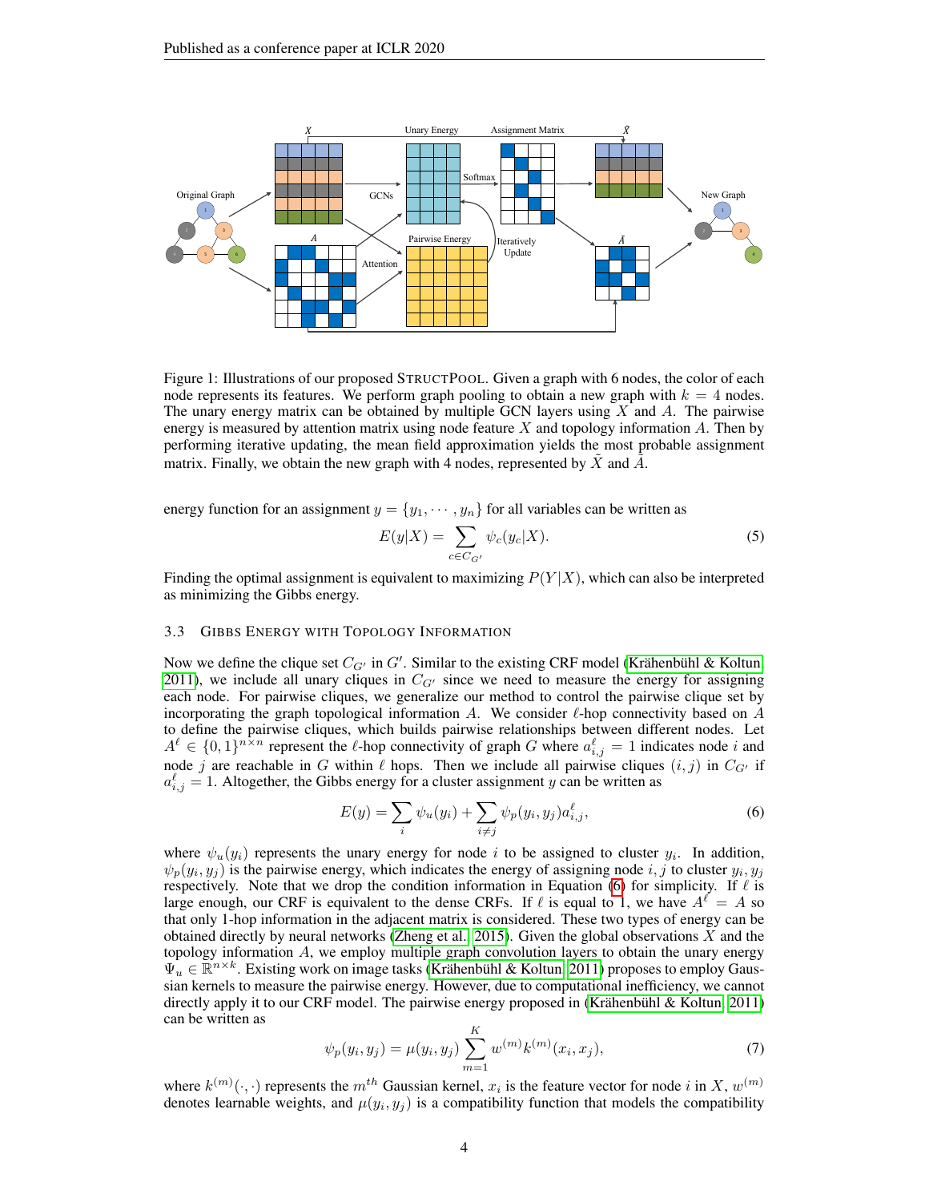Figure 1: Illustrations of our proposed STRUCTPOOL. Given a graph with 6 nodes, the color of each node represents its features. We perform graph pooling to obtain a new graph with $k = 4$ nodes. The unary energy matrix can be obtained by multiple GCN layers using $X$ and $A$. The pairwise energy is measured by attention matrix using node feature $X$ and topology information $A$. Then by performing iterative updating, the mean field approximation yields the most probable assignment matrix. Finally, we obtain the new graph with 4 nodes, represented by $\tilde{X}$ and $\tilde{A}$.

energy function for an assignment $y = \{y_1, \cdots, y_n\}$ for all variables can be written as

$$E(y|X) = \sum_{c \in C_{G'}} \psi_c(y_c|X). \tag{5}$$

Finding the optimal assignment is equivalent to maximizing $P(Y|X)$, which can also be interpreted as minimizing the Gibbs energy.

### 3.3 GIBBS ENERGY WITH TOPOLOGY INFORMATION

Now we define the clique set $C_{G'}$ in $G'$. Similar to the existing CRF model (Krähenbühl & Koltun, 2011), we include all unary cliques in $C_{G'}$ since we need to measure the energy for assigning each node. For pairwise cliques, we generalize our method to control the pairwise clique set by incorporating the graph topological information $A$. We consider $\ell$-hop connectivity based on $A$ to define the pairwise cliques, which builds pairwise relationships between different nodes. Let $A^\ell \in \{0, 1\}^{n \times n}$ represent the $\ell$-hop connectivity of graph $G$ where $a^\ell_{i,j} = 1$ indicates node $i$ and node $j$ are reachable in $G$ within $\ell$ hops. Then we include all pairwise cliques $(i, j)$ in $C_{G'}$ if $a^\ell_{i,j} = 1$. Altogether, the Gibbs energy for a cluster assignment $y$ can be written as

$$E(y) = \sum_i \psi_u(y_i) + \sum_{i \neq j} \psi_p(y_i, y_j) a^\ell_{i,j}, \tag{6}$$

where $\psi_u(y_i)$ represents the unary energy for node $i$ to be assigned to cluster $y_i$. In addition, $\psi_p(y_i, y_j)$ is the pairwise energy, which indicates the energy of assigning node $i, j$ to cluster $y_i, y_j$ respectively. Note that we drop the condition information in Equation (6) for simplicity. If $\ell$ is large enough, our CRF is equivalent to the dense CRFs. If $\ell$ is equal to 1, we have $A^\ell = A$ so that only 1-hop information in the adjacent matrix is considered. These two types of energy can be obtained directly by neural networks (Zheng et al., 2015). Given the global observations $X$ and the topology information $A$, we employ multiple graph convolution layers to obtain the unary energy $\Psi_u \in \mathbb{R}^{n \times k}$. Existing work on image tasks (Krähenbühl & Koltun, 2011) proposes to employ Gaussian kernels to measure the pairwise energy. However, due to computational inefficiency, we cannot directly apply it to our CRF model. The pairwise energy proposed in (Krähenbühl & Koltun, 2011) can be written as

$$\psi_p(y_i, y_j) = \mu(y_i, y_j) \sum_{m=1}^{K} w^{(m)} k^{(m)}(x_i, x_j), \tag{7}$$

where $k^{(m)}(\cdot, \cdot)$ represents the $m^{th}$ Gaussian kernel, $x_i$ is the feature vector for node $i$ in $X$, $w^{(m)}$ denotes learnable weights, and $\mu(y_i, y_j)$ is a compatibility function that models the compatibility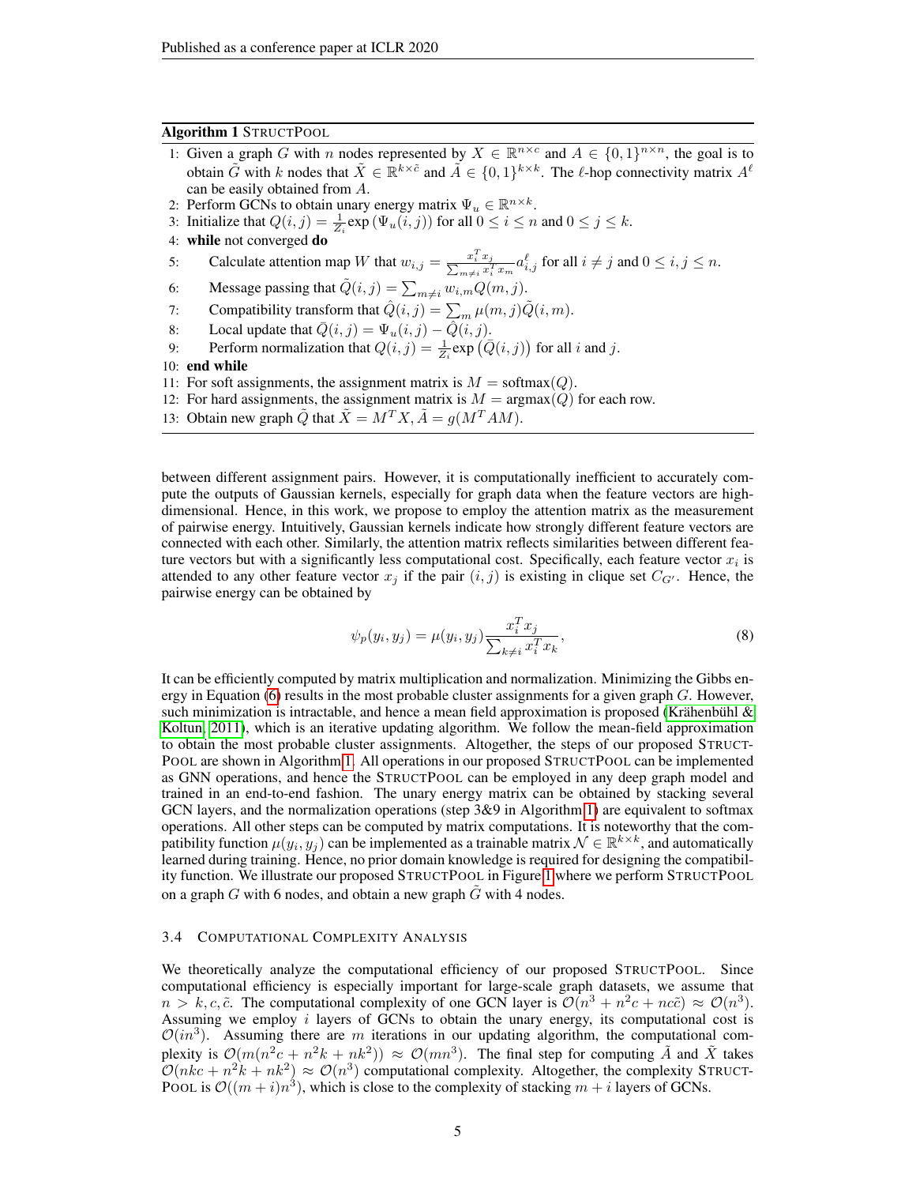**Algorithm 1** STRUCTPOOL

1: Given a graph $G$ with $n$ nodes represented by $X \in \mathbb{R}^{n \times c}$ and $A \in \{0,1\}^{n \times n}$, the goal is to obtain $\tilde{G}$ with $k$ nodes that $\tilde{X} \in \mathbb{R}^{k \times \tilde{c}}$ and $\tilde{A} \in \{0,1\}^{k \times k}$. The $\ell$-hop connectivity matrix $A^\ell$ can be easily obtained from $A$.
2: Perform GCNs to obtain unary energy matrix $\Psi_u \in \mathbb{R}^{n \times k}$.
3: Initialize that $Q(i,j) = \frac{1}{Z_i}\exp\left(\Psi_u(i,j)\right)$ for all $0 \le i \le n$ and $0 \le j \le k$.
4: **while** not converged **do**
5: Calculate attention map $W$ that $w_{i,j} = \frac{x_i^T x_j}{\sum_{m \neq i} x_i^T x_m} a_{i,j}^\ell$ for all $i \neq j$ and $0 \le i,j \le n$.
6: Message passing that $\tilde{Q}(i,j) = \sum_{m \neq i} w_{i,m} Q(m,j)$.
7: Compatibility transform that $\hat{Q}(i,j) = \sum_m \mu(m,j)\tilde{Q}(i,m)$.
8: Local update that $\bar{Q}(i,j) = \Psi_u(i,j) - \hat{Q}(i,j)$.
9: Perform normalization that $Q(i,j) = \frac{1}{Z_i}\exp\left(\bar{Q}(i,j)\right)$ for all $i$ and $j$.
10: **end while**
11: For soft assignments, the assignment matrix is $M = \text{softmax}(Q)$.
12: For hard assignments, the assignment matrix is $M = \text{argmax}(Q)$ for each row.
13: Obtain new graph $\tilde{Q}$ that $\tilde{X} = M^T X, \tilde{A} = g(M^T A M)$.

between different assignment pairs. However, it is computationally inefficient to accurately compute the outputs of Gaussian kernels, especially for graph data when the feature vectors are high-dimensional. Hence, in this work, we propose to employ the attention matrix as the measurement of pairwise energy. Intuitively, Gaussian kernels indicate how strongly different feature vectors are connected with each other. Similarly, the attention matrix reflects similarities between different feature vectors but with a significantly less computational cost. Specifically, each feature vector $x_i$ is attended to any other feature vector $x_j$ if the pair $(i,j)$ is existing in clique set $C_{G'}$. Hence, the pairwise energy can be obtained by

$$\psi_p(y_i, y_j) = \mu(y_i, y_j)\frac{x_i^T x_j}{\sum_{k \neq i} x_i^T x_k}, \tag{8}$$

It can be efficiently computed by matrix multiplication and normalization. Minimizing the Gibbs energy in Equation (6) results in the most probable cluster assignments for a given graph $G$. However, such minimization is intractable, and hence a mean field approximation is proposed (Krähenbühl & Koltun, 2011), which is an iterative updating algorithm. We follow the mean-field approximation to obtain the most probable cluster assignments. Altogether, the steps of our proposed STRUCTPOOL are shown in Algorithm 1. All operations in our proposed STRUCTPOOL can be implemented as GNN operations, and hence the STRUCTPOOL can be employed in any deep graph model and trained in an end-to-end fashion. The unary energy matrix can be obtained by stacking several GCN layers, and the normalization operations (step 3&9 in Algorithm 1) are equivalent to softmax operations. All other steps can be computed by matrix computations. It is noteworthy that the compatibility function $\mu(y_i, y_j)$ can be implemented as a trainable matrix $\mathcal{N} \in \mathbb{R}^{k \times k}$, and automatically learned during training. Hence, no prior domain knowledge is required for designing the compatibility function. We illustrate our proposed STRUCTPOOL in Figure 1 where we perform STRUCTPOOL on a graph $G$ with 6 nodes, and obtain a new graph $\tilde{G}$ with 4 nodes.

### 3.4 Computational Complexity Analysis

We theoretically analyze the computational efficiency of our proposed STRUCTPOOL. Since computational efficiency is especially important for large-scale graph datasets, we assume that $n > k, c, \tilde{c}$. The computational complexity of one GCN layer is $\mathcal{O}(n^3 + n^2c + nc\tilde{c}) \approx \mathcal{O}(n^3)$. Assuming we employ $i$ layers of GCNs to obtain the unary energy, its computational cost is $\mathcal{O}(in^3)$. Assuming there are $m$ iterations in our updating algorithm, the computational complexity is $\mathcal{O}(m(n^2c + n^2k + nk^2)) \approx \mathcal{O}(mn^3)$. The final step for computing $\tilde{A}$ and $\tilde{X}$ takes $\mathcal{O}(nkc + n^2k + nk^2) \approx \mathcal{O}(n^3)$ computational complexity. Altogether, the complexity STRUCTPOOL is $\mathcal{O}((m+i)n^3)$, which is close to the complexity of stacking $m+i$ layers of GCNs.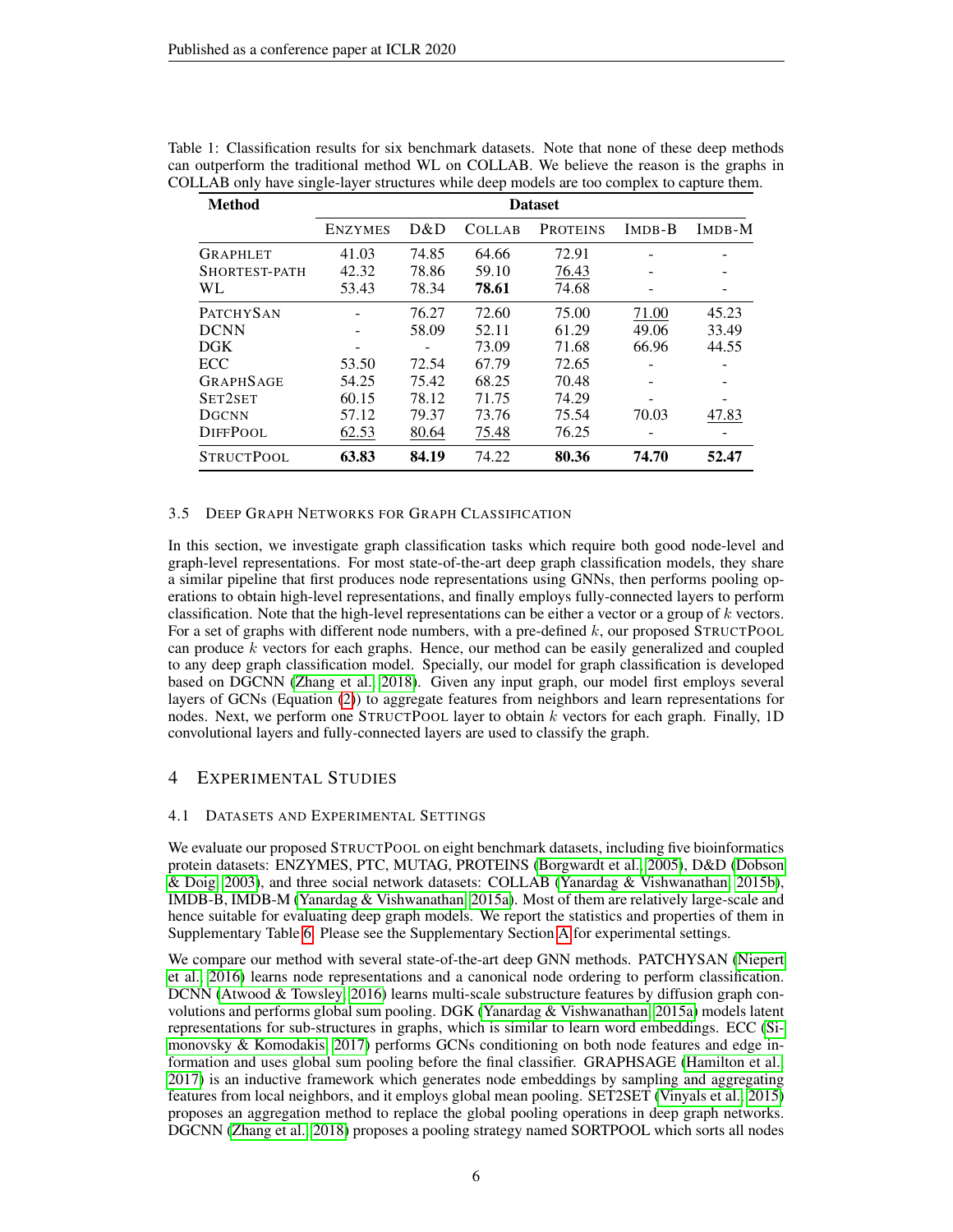Table 1: Classification results for six benchmark datasets. Note that none of these deep methods can outperform the traditional method WL on COLLAB. We believe the reason is the graphs in COLLAB only have single-layer structures while deep models are too complex to capture them.

| Method | Dataset | | | | | |
|---|---|---|---|---|---|---|
| | ENZYMES | D&D | COLLAB | PROTEINS | IMDB-B | IMDB-M |
| GRAPHLET | 41.03 | 74.85 | 64.66 | 72.91 | - | - |
| SHORTEST-PATH | 42.32 | 78.86 | 59.10 | 76.43 | - | - |
| WL | 53.43 | 78.34 | **78.61** | 74.68 | - | - |
| PATCHYSAN | - | 76.27 | 72.60 | 75.00 | 71.00 | 45.23 |
| DCNN | - | 58.09 | 52.11 | 61.29 | 49.06 | 33.49 |
| DGK | - | - | 73.09 | 71.68 | 66.96 | 44.55 |
| ECC | 53.50 | 72.54 | 67.79 | 72.65 | - | - |
| GRAPHSAGE | 54.25 | 75.42 | 68.25 | 70.48 | - | - |
| SET2SET | 60.15 | 78.12 | 71.75 | 74.29 | - | - |
| DGCNN | 57.12 | 79.37 | 73.76 | 75.54 | 70.03 | 47.83 |
| DIFFPOOL | 62.53 | 80.64 | 75.48 | 76.25 | - | - |
| STRUCTPOOL | **63.83** | **84.19** | 74.22 | **80.36** | **74.70** | **52.47** |

### 3.5 Deep Graph Networks for Graph Classification

In this section, we investigate graph classification tasks which require both good node-level and graph-level representations. For most state-of-the-art deep graph classification models, they share a similar pipeline that first produces node representations using GNNs, then performs pooling operations to obtain high-level representations, and finally employs fully-connected layers to perform classification. Note that the high-level representations can be either a vector or a group of $k$ vectors. For a set of graphs with different node numbers, with a pre-defined $k$, our proposed STRUCTPOOL can produce $k$ vectors for each graphs. Hence, our method can be easily generalized and coupled to any deep graph classification model. Specially, our model for graph classification is developed based on DGCNN (Zhang et al., 2018). Given any input graph, our model first employs several layers of GCNs (Equation (2)) to aggregate features from neighbors and learn representations for nodes. Next, we perform one STRUCTPOOL layer to obtain $k$ vectors for each graph. Finally, 1D convolutional layers and fully-connected layers are used to classify the graph.

## 4 Experimental Studies

### 4.1 Datasets and Experimental Settings

We evaluate our proposed STRUCTPOOL on eight benchmark datasets, including five bioinformatics protein datasets: ENZYMES, PTC, MUTAG, PROTEINS (Borgwardt et al., 2005), D&D (Dobson & Doig, 2003), and three social network datasets: COLLAB (Yanardag & Vishwanathan, 2015b), IMDB-B, IMDB-M (Yanardag & Vishwanathan, 2015a). Most of them are relatively large-scale and hence suitable for evaluating deep graph models. We report the statistics and properties of them in Supplementary Table 6. Please see the Supplementary Section A for experimental settings.

We compare our method with several state-of-the-art deep GNN methods. PATCHYSAN (Niepert et al., 2016) learns node representations and a canonical node ordering to perform classification. DCNN (Atwood & Towsley, 2016) learns multi-scale substructure features by diffusion graph convolutions and performs global sum pooling. DGK (Yanardag & Vishwanathan, 2015a) models latent representations for sub-structures in graphs, which is similar to learn word embeddings. ECC (Simonovsky & Komodakis, 2017) performs GCNs conditioning on both node features and edge information and uses global sum pooling before the final classifier. GRAPHSAGE (Hamilton et al., 2017) is an inductive framework which generates node embeddings by sampling and aggregating features from local neighbors, and it employs global mean pooling. SET2SET (Vinyals et al., 2015) proposes an aggregation method to replace the global pooling operations in deep graph networks. DGCNN (Zhang et al., 2018) proposes a pooling strategy named SORTPOOL which sorts all nodes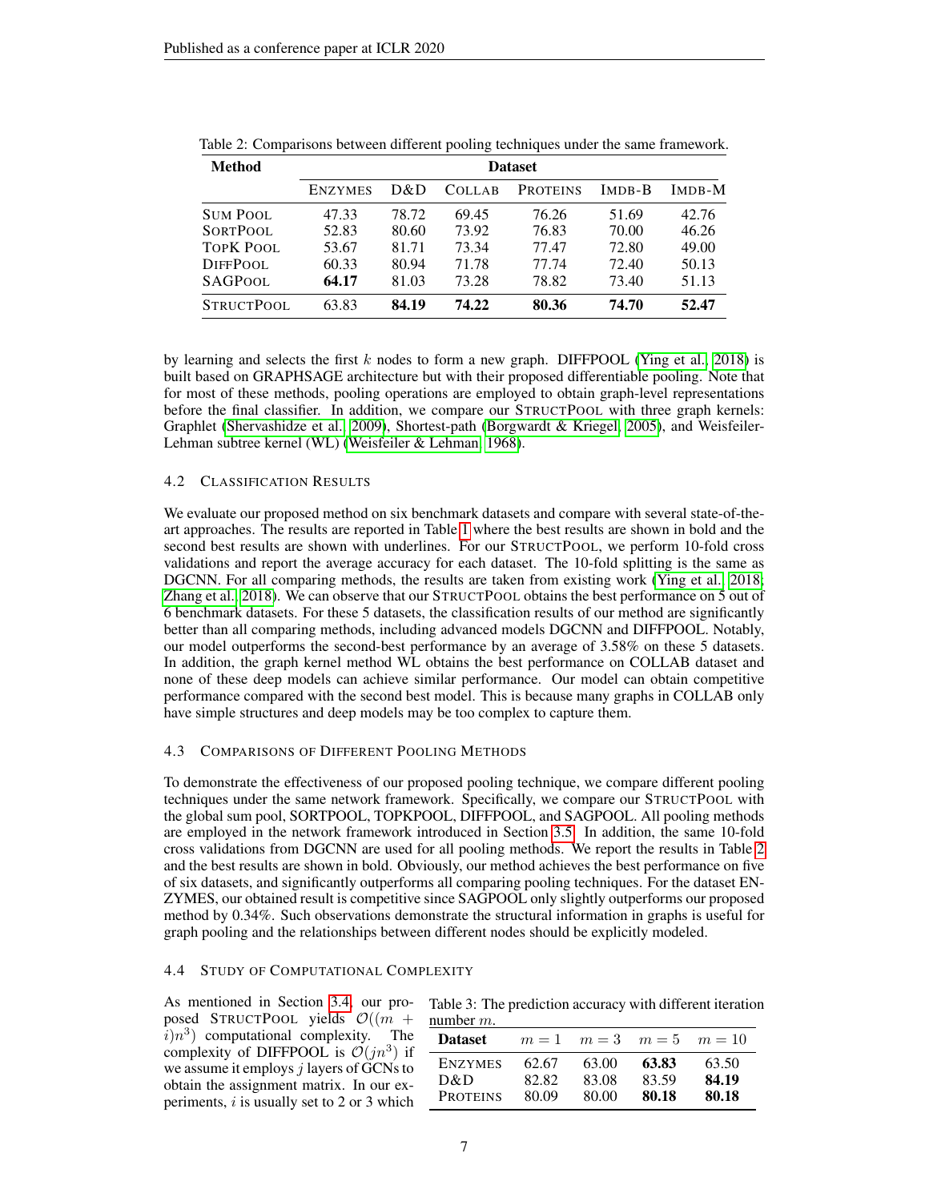Table 2: Comparisons between different pooling techniques under the same framework.

| Method | Dataset | | | | | |
|---|---|---|---|---|---|---|
| | ENZYMES | D&D | COLLAB | PROTEINS | IMDB-B | IMDB-M |
| SUM POOL | 47.33 | 78.72 | 69.45 | 76.26 | 51.69 | 42.76 |
| SORTPOOL | 52.83 | 80.60 | 73.92 | 76.83 | 70.00 | 46.26 |
| TOPK POOL | 53.67 | 81.71 | 73.34 | 77.47 | 72.80 | 49.00 |
| DIFFPOOL | 60.33 | 80.94 | 71.78 | 77.74 | 72.40 | 50.13 |
| SAGPOOL | **64.17** | 81.03 | 73.28 | 78.82 | 73.40 | 51.13 |
| STRUCTPOOL | 63.83 | **84.19** | **74.22** | **80.36** | **74.70** | **52.47** |

by learning and selects the first $k$ nodes to form a new graph. DIFFPOOL (Ying et al., 2018) is built based on GRAPHSAGE architecture but with their proposed differentiable pooling. Note that for most of these methods, pooling operations are employed to obtain graph-level representations before the final classifier. In addition, we compare our STRUCTPOOL with three graph kernels: Graphlet (Shervashidze et al., 2009), Shortest-path (Borgwardt & Kriegel, 2005), and Weisfeiler-Lehman subtree kernel (WL) (Weisfeiler & Lehman, 1968).

### 4.2 Classification Results

We evaluate our proposed method on six benchmark datasets and compare with several state-of-the-art approaches. The results are reported in Table 1 where the best results are shown in bold and the second best results are shown with underlines. For our STRUCTPOOL, we perform 10-fold cross validations and report the average accuracy for each dataset. The 10-fold splitting is the same as DGCNN. For all comparing methods, the results are taken from existing work (Ying et al., 2018; Zhang et al., 2018). We can observe that our STRUCTPOOL obtains the best performance on 5 out of 6 benchmark datasets. For these 5 datasets, the classification results of our method are significantly better than all comparing methods, including advanced models DGCNN and DIFFPOOL. Notably, our model outperforms the second-best performance by an average of 3.58% on these 5 datasets. In addition, the graph kernel method WL obtains the best performance on COLLAB dataset and none of these deep models can achieve similar performance. Our model can obtain competitive performance compared with the second best model. This is because many graphs in COLLAB only have simple structures and deep models may be too complex to capture them.

### 4.3 Comparisons of Different Pooling Methods

To demonstrate the effectiveness of our proposed pooling technique, we compare different pooling techniques under the same network framework. Specifically, we compare our STRUCTPOOL with the global sum pool, SORTPOOL, TOPKPOOL, DIFFPOOL, and SAGPOOL. All pooling methods are employed in the network framework introduced in Section 3.5. In addition, the same 10-fold cross validations from DGCNN are used for all pooling methods. We report the results in Table 2 and the best results are shown in bold. Obviously, our method achieves the best performance on five of six datasets, and significantly outperforms all comparing pooling techniques. For the dataset ENZYMES, our obtained result is competitive since SAGPOOL only slightly outperforms our proposed method by 0.34%. Such observations demonstrate the structural information in graphs is useful for graph pooling and the relationships between different nodes should be explicitly modeled.

### 4.4 Study of Computational Complexity

As mentioned in Section 3.4, our proposed STRUCTPOOL yields $\mathcal{O}((m+i)n^3)$ computational complexity. The complexity of DIFFPOOL is $\mathcal{O}(jn^3)$ if we assume it employs $j$ layers of GCNs to obtain the assignment matrix. In our experiments, $i$ is usually set to 2 or 3 which

Table 3: The prediction accuracy with different iteration number $m$.

| Dataset | $m=1$ | $m=3$ | $m=5$ | $m=10$ |
|---|---|---|---|---|
| ENZYMES | 62.67 | 63.00 | **63.83** | 63.50 |
| D&D | 82.82 | 83.08 | 83.59 | **84.19** |
| PROTEINS | 80.09 | 80.00 | **80.18** | **80.18** |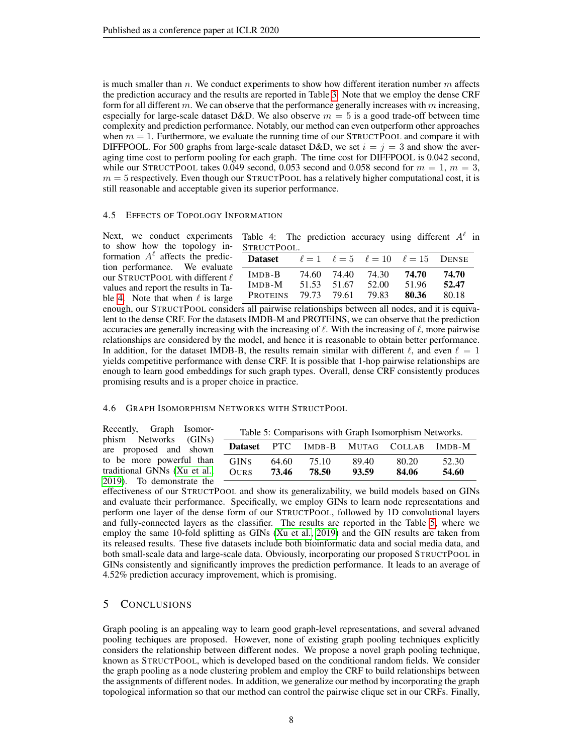is much smaller than $n$. We conduct experiments to show how different iteration number $m$ affects the prediction accuracy and the results are reported in Table 3. Note that we employ the dense CRF form for all different $m$. We can observe that the performance generally increases with $m$ increasing, especially for large-scale dataset D&D. We also observe $m = 5$ is a good trade-off between time complexity and prediction performance. Notably, our method can even outperform other approaches when $m = 1$. Furthermore, we evaluate the running time of our STRUCTPOOL and compare it with DIFFPOOL. For 500 graphs from large-scale dataset D&D, we set $i = j = 3$ and show the averaging time cost to perform pooling for each graph. The time cost for DIFFPOOL is 0.042 second, while our STRUCTPOOL takes 0.049 second, 0.053 second and 0.058 second for $m = 1$, $m = 3$, $m = 5$ respectively. Even though our STRUCTPOOL has a relatively higher computational cost, it is still reasonable and acceptable given its superior performance.

### 4.5 Effects of Topology Information

Next, we conduct experiments to show how the topology information $A^\ell$ affects the prediction performance. We evaluate our STRUCTPOOL with different $\ell$ values and report the results in Table 4. Note that when $\ell$ is large enough, our STRUCTPOOL considers all pairwise relationships between all nodes, and it is equivalent to the dense CRF. For the datasets IMDB-M and PROTEINS, we can observe that the prediction accuracies are generally increasing with the increasing of $\ell$. With the increasing of $\ell$, more pairwise relationships are considered by the model, and hence it is reasonable to obtain better performance. In addition, for the dataset IMDB-B, the results remain similar with different $\ell$, and even $\ell = 1$ yields competitive performance with dense CRF. It is possible that 1-hop pairwise relationships are enough to learn good embeddings for such graph types. Overall, dense CRF consistently produces promising results and is a proper choice in practice.

Table 4: The prediction accuracy using different $A^\ell$ in STRUCTPOOL.

| Dataset | $\ell = 1$ | $\ell = 5$ | $\ell = 10$ | $\ell = 15$ | DENSE |
|---|---|---|---|---|---|
| IMDB-B | 74.60 | 74.40 | 74.30 | **74.70** | **74.70** |
| IMDB-M | 51.53 | 51.67 | 52.00 | 51.96 | **52.47** |
| PROTEINS | 79.73 | 79.61 | 79.83 | **80.36** | 80.18 |

### 4.6 Graph Isomorphism Networks with StructPool

Recently, Graph Isomorphism Networks (GINs) are proposed and shown to be more powerful than traditional GNNs (Xu et al., 2019). To demonstrate the effectiveness of our STRUCTPOOL and show its generalizability, we build models based on GINs and evaluate their performance. Specifically, we employ GINs to learn node representations and perform one layer of the dense form of our STRUCTPOOL, followed by 1D convolutional layers and fully-connected layers as the classifier. The results are reported in the Table 5, where we employ the same 10-fold splitting as GINs (Xu et al., 2019) and the GIN results are taken from its released results. These five datasets include both bioinformatic data and social media data, and both small-scale data and large-scale data. Obviously, incorporating our proposed STRUCTPOOL in GINs consistently and significantly improves the prediction performance. It leads to an average of 4.52% prediction accuracy improvement, which is promising.

Table 5: Comparisons with Graph Isomorphism Networks.

| Dataset | PTC | IMDB-B | MUTAG | COLLAB | IMDB-M |
|---|---|---|---|---|---|
| GINS | 64.60 | 75.10 | 89.40 | 80.20 | 52.30 |
| OURS | **73.46** | **78.50** | **93.59** | **84.06** | **54.60** |

## 5 Conclusions

Graph pooling is an appealing way to learn good graph-level representations, and several advaned pooling techiques are proposed. However, none of existing graph pooling techniques explicitly considers the relationship between different nodes. We propose a novel graph pooling technique, known as STRUCTPOOL, which is developed based on the conditional random fields. We consider the graph pooling as a node clustering problem and employ the CRF to build relationships between the assignments of different nodes. In addition, we generalize our method by incorporating the graph topological information so that our method can control the pairwise clique set in our CRFs. Finally,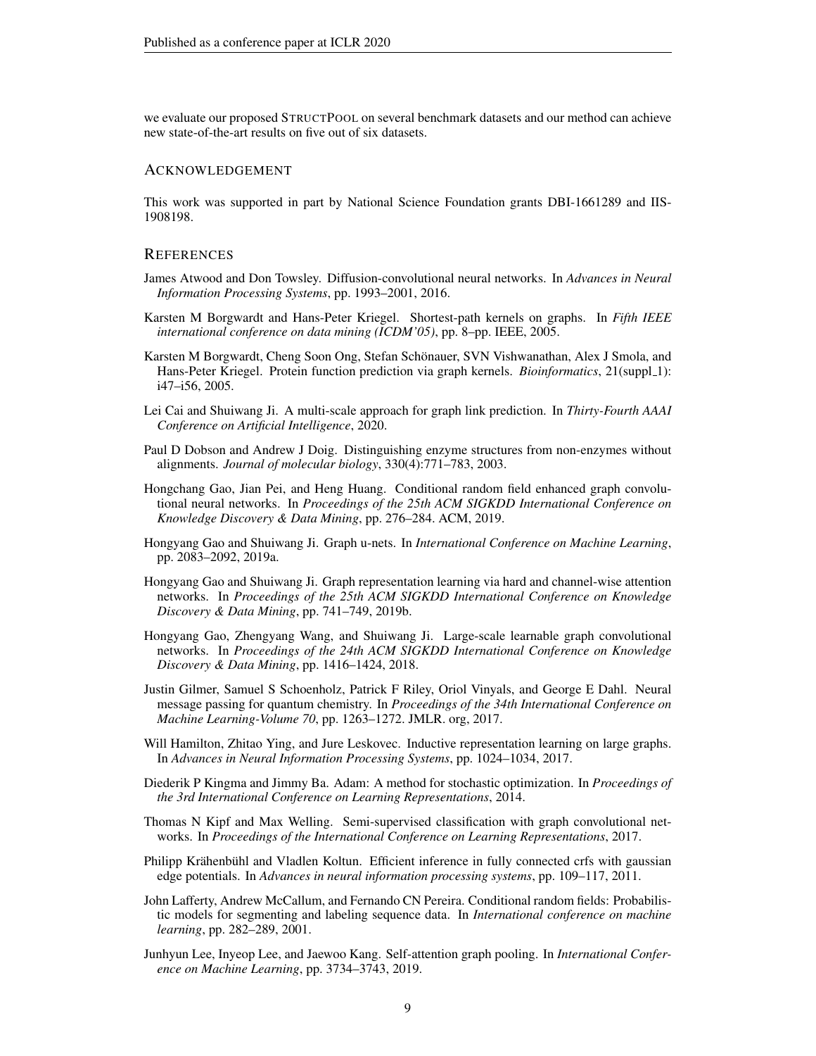we evaluate our proposed StructPool on several benchmark datasets and our method can achieve new state-of-the-art results on five out of six datasets.

## Acknowledgement

This work was supported in part by National Science Foundation grants DBI-1661289 and IIS-1908198.

## References

James Atwood and Don Towsley. Diffusion-convolutional neural networks. In *Advances in Neural Information Processing Systems*, pp. 1993–2001, 2016.

Karsten M Borgwardt and Hans-Peter Kriegel. Shortest-path kernels on graphs. In *Fifth IEEE international conference on data mining (ICDM'05)*, pp. 8–pp. IEEE, 2005.

Karsten M Borgwardt, Cheng Soon Ong, Stefan Schönauer, SVN Vishwanathan, Alex J Smola, and Hans-Peter Kriegel. Protein function prediction via graph kernels. *Bioinformatics*, 21(suppl_1): i47–i56, 2005.

Lei Cai and Shuiwang Ji. A multi-scale approach for graph link prediction. In *Thirty-Fourth AAAI Conference on Artificial Intelligence*, 2020.

Paul D Dobson and Andrew J Doig. Distinguishing enzyme structures from non-enzymes without alignments. *Journal of molecular biology*, 330(4):771–783, 2003.

Hongchang Gao, Jian Pei, and Heng Huang. Conditional random field enhanced graph convolutional neural networks. In *Proceedings of the 25th ACM SIGKDD International Conference on Knowledge Discovery & Data Mining*, pp. 276–284. ACM, 2019.

Hongyang Gao and Shuiwang Ji. Graph u-nets. In *International Conference on Machine Learning*, pp. 2083–2092, 2019a.

Hongyang Gao and Shuiwang Ji. Graph representation learning via hard and channel-wise attention networks. In *Proceedings of the 25th ACM SIGKDD International Conference on Knowledge Discovery & Data Mining*, pp. 741–749, 2019b.

Hongyang Gao, Zhengyang Wang, and Shuiwang Ji. Large-scale learnable graph convolutional networks. In *Proceedings of the 24th ACM SIGKDD International Conference on Knowledge Discovery & Data Mining*, pp. 1416–1424, 2018.

Justin Gilmer, Samuel S Schoenholz, Patrick F Riley, Oriol Vinyals, and George E Dahl. Neural message passing for quantum chemistry. In *Proceedings of the 34th International Conference on Machine Learning-Volume 70*, pp. 1263–1272. JMLR. org, 2017.

Will Hamilton, Zhitao Ying, and Jure Leskovec. Inductive representation learning on large graphs. In *Advances in Neural Information Processing Systems*, pp. 1024–1034, 2017.

Diederik P Kingma and Jimmy Ba. Adam: A method for stochastic optimization. In *Proceedings of the 3rd International Conference on Learning Representations*, 2014.

Thomas N Kipf and Max Welling. Semi-supervised classification with graph convolutional networks. In *Proceedings of the International Conference on Learning Representations*, 2017.

Philipp Krähenbühl and Vladlen Koltun. Efficient inference in fully connected crfs with gaussian edge potentials. In *Advances in neural information processing systems*, pp. 109–117, 2011.

John Lafferty, Andrew McCallum, and Fernando CN Pereira. Conditional random fields: Probabilistic models for segmenting and labeling sequence data. In *International conference on machine learning*, pp. 282–289, 2001.

Junhyun Lee, Inyeop Lee, and Jaewoo Kang. Self-attention graph pooling. In *International Conference on Machine Learning*, pp. 3734–3743, 2019.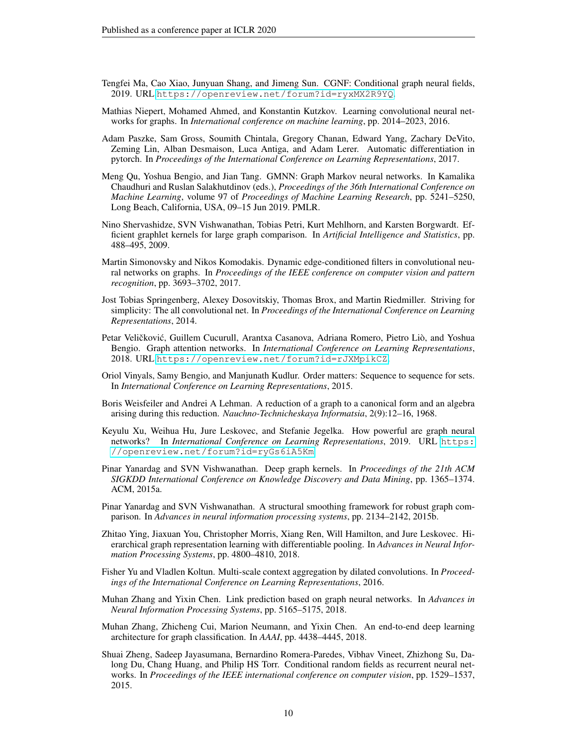Tengfei Ma, Cao Xiao, Junyuan Shang, and Jimeng Sun. CGNF: Conditional graph neural fields, 2019. URL https://openreview.net/forum?id=ryxMX2R9YQ.

Mathias Niepert, Mohamed Ahmed, and Konstantin Kutzkov. Learning convolutional neural networks for graphs. In *International conference on machine learning*, pp. 2014–2023, 2016.

Adam Paszke, Sam Gross, Soumith Chintala, Gregory Chanan, Edward Yang, Zachary DeVito, Zeming Lin, Alban Desmaison, Luca Antiga, and Adam Lerer. Automatic differentiation in pytorch. In *Proceedings of the International Conference on Learning Representations*, 2017.

Meng Qu, Yoshua Bengio, and Jian Tang. GMNN: Graph Markov neural networks. In Kamalika Chaudhuri and Ruslan Salakhutdinov (eds.), *Proceedings of the 36th International Conference on Machine Learning*, volume 97 of *Proceedings of Machine Learning Research*, pp. 5241–5250, Long Beach, California, USA, 09–15 Jun 2019. PMLR.

Nino Shervashidze, SVN Vishwanathan, Tobias Petri, Kurt Mehlhorn, and Karsten Borgwardt. Efficient graphlet kernels for large graph comparison. In *Artificial Intelligence and Statistics*, pp. 488–495, 2009.

Martin Simonovsky and Nikos Komodakis. Dynamic edge-conditioned filters in convolutional neural networks on graphs. In *Proceedings of the IEEE conference on computer vision and pattern recognition*, pp. 3693–3702, 2017.

Jost Tobias Springenberg, Alexey Dosovitskiy, Thomas Brox, and Martin Riedmiller. Striving for simplicity: The all convolutional net. In *Proceedings of the International Conference on Learning Representations*, 2014.

Petar Veličković, Guillem Cucurull, Arantxa Casanova, Adriana Romero, Pietro Liò, and Yoshua Bengio. Graph attention networks. In *International Conference on Learning Representations*, 2018. URL https://openreview.net/forum?id=rJXMpikCZ.

Oriol Vinyals, Samy Bengio, and Manjunath Kudlur. Order matters: Sequence to sequence for sets. In *International Conference on Learning Representations*, 2015.

Boris Weisfeiler and Andrei A Lehman. A reduction of a graph to a canonical form and an algebra arising during this reduction. *Nauchno-Technicheskaya Informatsia*, 2(9):12–16, 1968.

Keyulu Xu, Weihua Hu, Jure Leskovec, and Stefanie Jegelka. How powerful are graph neural networks? In *International Conference on Learning Representations*, 2019. URL https://openreview.net/forum?id=ryGs6iA5Km.

Pinar Yanardag and SVN Vishwanathan. Deep graph kernels. In *Proceedings of the 21th ACM SIGKDD International Conference on Knowledge Discovery and Data Mining*, pp. 1365–1374. ACM, 2015a.

Pinar Yanardag and SVN Vishwanathan. A structural smoothing framework for robust graph comparison. In *Advances in neural information processing systems*, pp. 2134–2142, 2015b.

Zhitao Ying, Jiaxuan You, Christopher Morris, Xiang Ren, Will Hamilton, and Jure Leskovec. Hierarchical graph representation learning with differentiable pooling. In *Advances in Neural Information Processing Systems*, pp. 4800–4810, 2018.

Fisher Yu and Vladlen Koltun. Multi-scale context aggregation by dilated convolutions. In *Proceedings of the International Conference on Learning Representations*, 2016.

Muhan Zhang and Yixin Chen. Link prediction based on graph neural networks. In *Advances in Neural Information Processing Systems*, pp. 5165–5175, 2018.

Muhan Zhang, Zhicheng Cui, Marion Neumann, and Yixin Chen. An end-to-end deep learning architecture for graph classification. In *AAAI*, pp. 4438–4445, 2018.

Shuai Zheng, Sadeep Jayasumana, Bernardino Romera-Paredes, Vibhav Vineet, Zhizhong Su, Dalong Du, Chang Huang, and Philip HS Torr. Conditional random fields as recurrent neural networks. In *Proceedings of the IEEE international conference on computer vision*, pp. 1529–1537, 2015.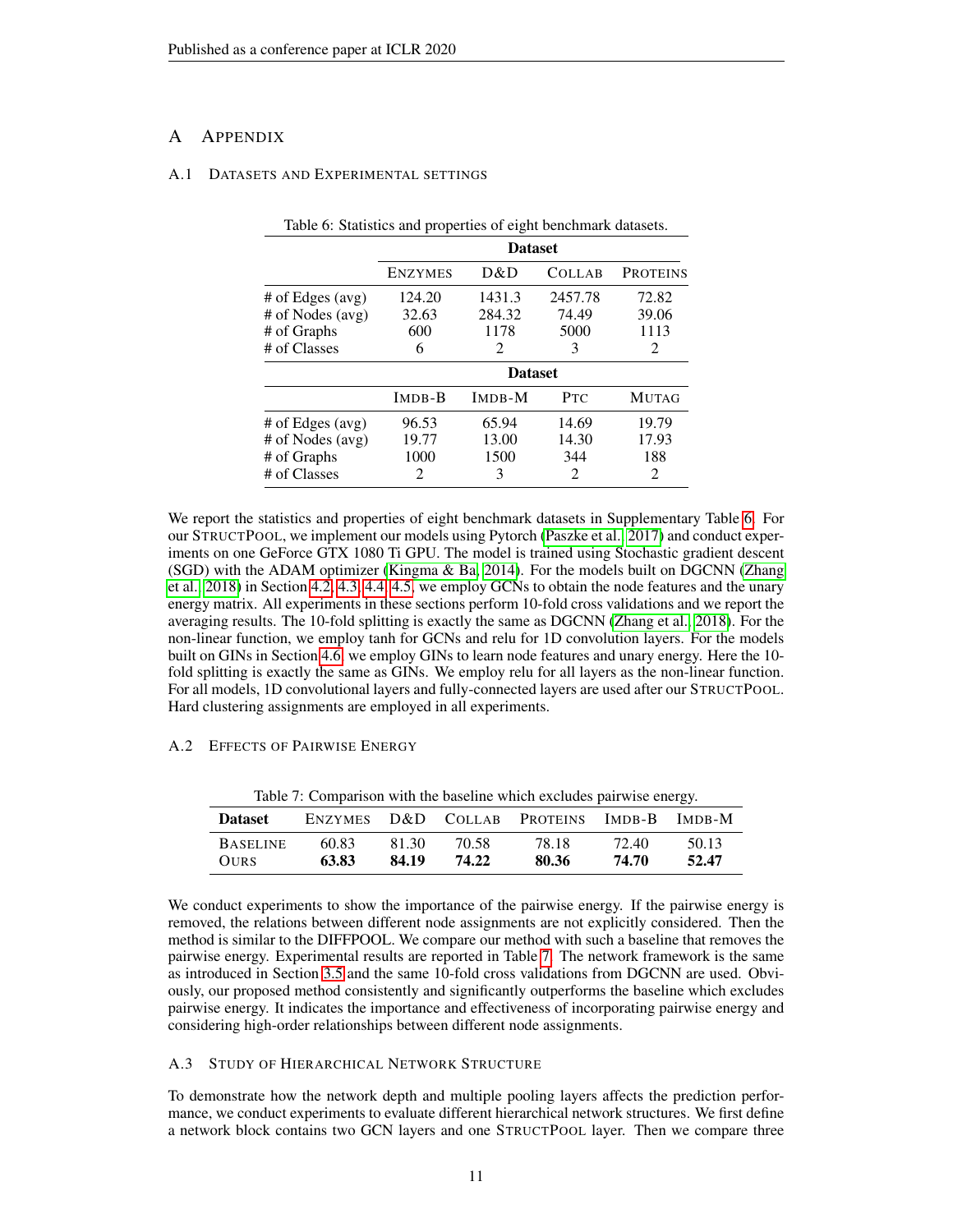# A Appendix

## A.1 Datasets and Experimental Settings

Table 6: Statistics and properties of eight benchmark datasets.

| | Dataset | | | |
|---|---|---|---|---|
| | ENZYMES | D&D | COLLAB | PROTEINS |
| # of Edges (avg) | 124.20 | 1431.3 | 2457.78 | 72.82 |
| # of Nodes (avg) | 32.63 | 284.32 | 74.49 | 39.06 |
| # of Graphs | 600 | 1178 | 5000 | 1113 |
| # of Classes | 6 | 2 | 3 | 2 |
| | **Dataset** | | | |
| | IMDB-B | IMDB-M | PTC | MUTAG |
| # of Edges (avg) | 96.53 | 65.94 | 14.69 | 19.79 |
| # of Nodes (avg) | 19.77 | 13.00 | 14.30 | 17.93 |
| # of Graphs | 1000 | 1500 | 344 | 188 |
| # of Classes | 2 | 3 | 2 | 2 |

We report the statistics and properties of eight benchmark datasets in Supplementary Table 6. For our STRUCTPOOL, we implement our models using Pytorch (Paszke et al., 2017) and conduct experiments on one GeForce GTX 1080 Ti GPU. The model is trained using Stochastic gradient descent (SGD) with the ADAM optimizer (Kingma & Ba, 2014). For the models built on DGCNN (Zhang et al., 2018) in Section 4.2, 4.3, 4.4, 4.5, we employ GCNs to obtain the node features and the unary energy matrix. All experiments in these sections perform 10-fold cross validations and we report the averaging results. The 10-fold splitting is exactly the same as DGCNN (Zhang et al., 2018). For the non-linear function, we employ tanh for GCNs and relu for 1D convolution layers. For the models built on GINs in Section 4.6, we employ GINs to learn node features and unary energy. Here the 10-fold splitting is exactly the same as GINs. We employ relu for all layers as the non-linear function. For all models, 1D convolutional layers and fully-connected layers are used after our STRUCTPOOL. Hard clustering assignments are employed in all experiments.

## A.2 Effects of Pairwise Energy

Table 7: Comparison with the baseline which excludes pairwise energy.

| **Dataset** | ENZYMES | D&D | COLLAB | PROTEINS | IMDB-B | IMDB-M |
|---|---|---|---|---|---|---|
| BASELINE | 60.83 | 81.30 | 70.58 | 78.18 | 72.40 | 50.13 |
| OURS | **63.83** | **84.19** | **74.22** | **80.36** | **74.70** | **52.47** |

We conduct experiments to show the importance of the pairwise energy. If the pairwise energy is removed, the relations between different node assignments are not explicitly considered. Then the method is similar to the DIFFPOOL. We compare our method with such a baseline that removes the pairwise energy. Experimental results are reported in Table 7. The network framework is the same as introduced in Section 3.5 and the same 10-fold cross validations from DGCNN are used. Obviously, our proposed method consistently and significantly outperforms the baseline which excludes pairwise energy. It indicates the importance and effectiveness of incorporating pairwise energy and considering high-order relationships between different node assignments.

## A.3 Study of Hierarchical Network Structure

To demonstrate how the network depth and multiple pooling layers affects the prediction performance, we conduct experiments to evaluate different hierarchical network structures. We first define a network block contains two GCN layers and one STRUCTPOOL layer. Then we compare three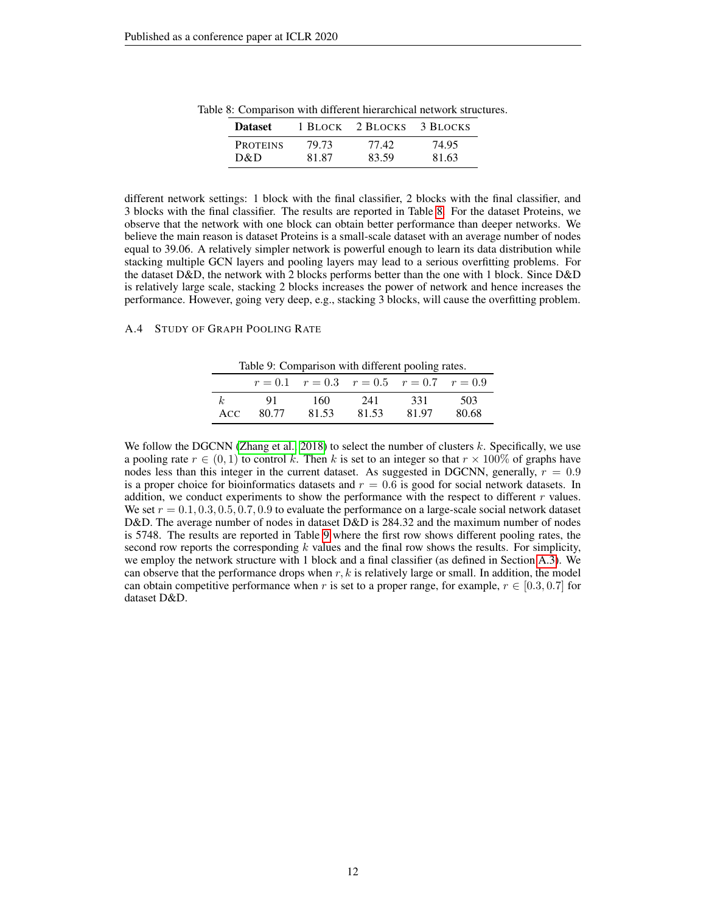Table 8: Comparison with different hierarchical network structures.

| **Dataset** | 1 Block | 2 Blocks | 3 Blocks |
|---|---|---|---|
| Proteins | 79.73 | 77.42 | 74.95 |
| D&D | 81.87 | 83.59 | 81.63 |

different network settings: 1 block with the final classifier, 2 blocks with the final classifier, and 3 blocks with the final classifier. The results are reported in Table 8. For the dataset Proteins, we observe that the network with one block can obtain better performance than deeper networks. We believe the main reason is dataset Proteins is a small-scale dataset with an average number of nodes equal to 39.06. A relatively simpler network is powerful enough to learn its data distribution while stacking multiple GCN layers and pooling layers may lead to a serious overfitting problems. For the dataset D&D, the network with 2 blocks performs better than the one with 1 block. Since D&D is relatively large scale, stacking 2 blocks increases the power of network and hence increases the performance. However, going very deep, e.g., stacking 3 blocks, will cause the overfitting problem.

### A.4 Study of Graph Pooling Rate

Table 9: Comparison with different pooling rates.

| | $r = 0.1$ | $r = 0.3$ | $r = 0.5$ | $r = 0.7$ | $r = 0.9$ |
|---|---|---|---|---|---|
| $k$ | 91 | 160 | 241 | 331 | 503 |
| Acc | 80.77 | 81.53 | 81.53 | 81.97 | 80.68 |

We follow the DGCNN (Zhang et al., 2018) to select the number of clusters $k$. Specifically, we use a pooling rate $r \in (0, 1)$ to control $k$. Then $k$ is set to an integer so that $r \times 100\%$ of graphs have nodes less than this integer in the current dataset. As suggested in DGCNN, generally, $r = 0.9$ is a proper choice for bioinformatics datasets and $r = 0.6$ is good for social network datasets. In addition, we conduct experiments to show the performance with the respect to different $r$ values. We set $r = 0.1, 0.3, 0.5, 0.7, 0.9$ to evaluate the performance on a large-scale social network dataset D&D. The average number of nodes in dataset D&D is 284.32 and the maximum number of nodes is 5748. The results are reported in Table 9 where the first row shows different pooling rates, the second row reports the corresponding $k$ values and the final row shows the results. For simplicity, we employ the network structure with 1 block and a final classifier (as defined in Section A.3). We can observe that the performance drops when $r, k$ is relatively large or small. In addition, the model can obtain competitive performance when $r$ is set to a proper range, for example, $r \in [0.3, 0.7]$ for dataset D&D.